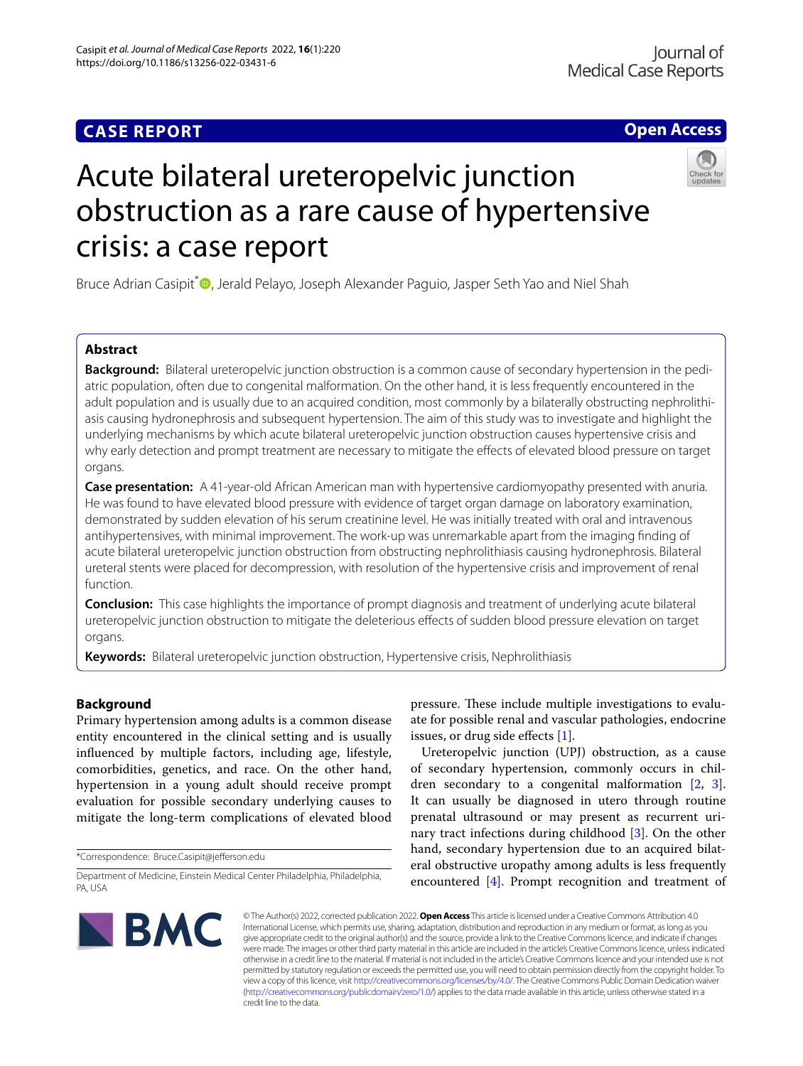CASE REPORT

Open Access

# Acute bilateral ureteropelvic junction obstruction as a rare cause of hypertensive crisis: a case report

Bruce Adrian Casipit*, Jerald Pelayo, Joseph Alexander Paguio, Jasper Seth Yao and Niel Shah

## Abstract

**Background:** Bilateral ureteropelvic junction obstruction is a common cause of secondary hypertension in the pediatric population, often due to congenital malformation. On the other hand, it is less frequently encountered in the adult population and is usually due to an acquired condition, most commonly by a bilaterally obstructing nephrolithiasis causing hydronephrosis and subsequent hypertension. The aim of this study was to investigate and highlight the underlying mechanisms by which acute bilateral ureteropelvic junction obstruction causes hypertensive crisis and why early detection and prompt treatment are necessary to mitigate the effects of elevated blood pressure on target organs.

**Case presentation:** A 41-year-old African American man with hypertensive cardiomyopathy presented with anuria. He was found to have elevated blood pressure with evidence of target organ damage on laboratory examination, demonstrated by sudden elevation of his serum creatinine level. He was initially treated with oral and intravenous antihypertensives, with minimal improvement. The work-up was unremarkable apart from the imaging finding of acute bilateral ureteropelvic junction obstruction from obstructing nephrolithiasis causing hydronephrosis. Bilateral ureteral stents were placed for decompression, with resolution of the hypertensive crisis and improvement of renal function.

**Conclusion:** This case highlights the importance of prompt diagnosis and treatment of underlying acute bilateral ureteropelvic junction obstruction to mitigate the deleterious effects of sudden blood pressure elevation on target organs.

**Keywords:** Bilateral ureteropelvic junction obstruction, Hypertensive crisis, Nephrolithiasis

## Background

Primary hypertension among adults is a common disease entity encountered in the clinical setting and is usually influenced by multiple factors, including age, lifestyle, comorbidities, genetics, and race. On the other hand, hypertension in a young adult should receive prompt evaluation for possible secondary underlying causes to mitigate the long-term complications of elevated blood pressure. These include multiple investigations to evaluate for possible renal and vascular pathologies, endocrine issues, or drug side effects [1].

Ureteropelvic junction (UPJ) obstruction, as a cause of secondary hypertension, commonly occurs in children secondary to a congenital malformation [2, 3]. It can usually be diagnosed in utero through routine prenatal ultrasound or may present as recurrent urinary tract infections during childhood [3]. On the other hand, secondary hypertension due to an acquired bilateral obstructive uropathy among adults is less frequently encountered [4]. Prompt recognition and treatment of

*Correspondence: Bruce.Casipit@jefferson.edu

Department of Medicine, Einstein Medical Center Philadelphia, Philadelphia, PA, USA

© The Author(s) 2022, corrected publication 2022. **Open Access** This article is licensed under a Creative Commons Attribution 4.0 International License, which permits use, sharing, adaptation, distribution and reproduction in any medium or format, as long as you give appropriate credit to the original author(s) and the source, provide a link to the Creative Commons licence, and indicate if changes were made. The images or other third party material in this article are included in the article's Creative Commons licence, unless indicated otherwise in a credit line to the material. If material is not included in the article's Creative Commons licence and your intended use is not permitted by statutory regulation or exceeds the permitted use, you will need to obtain permission directly from the copyright holder. To view a copy of this licence, visit http://creativecommons.org/licenses/by/4.0/. The Creative Commons Public Domain Dedication waiver (http://creativecommons.org/publicdomain/zero/1.0/) applies to the data made available in this article, unless otherwise stated in a credit line to the data.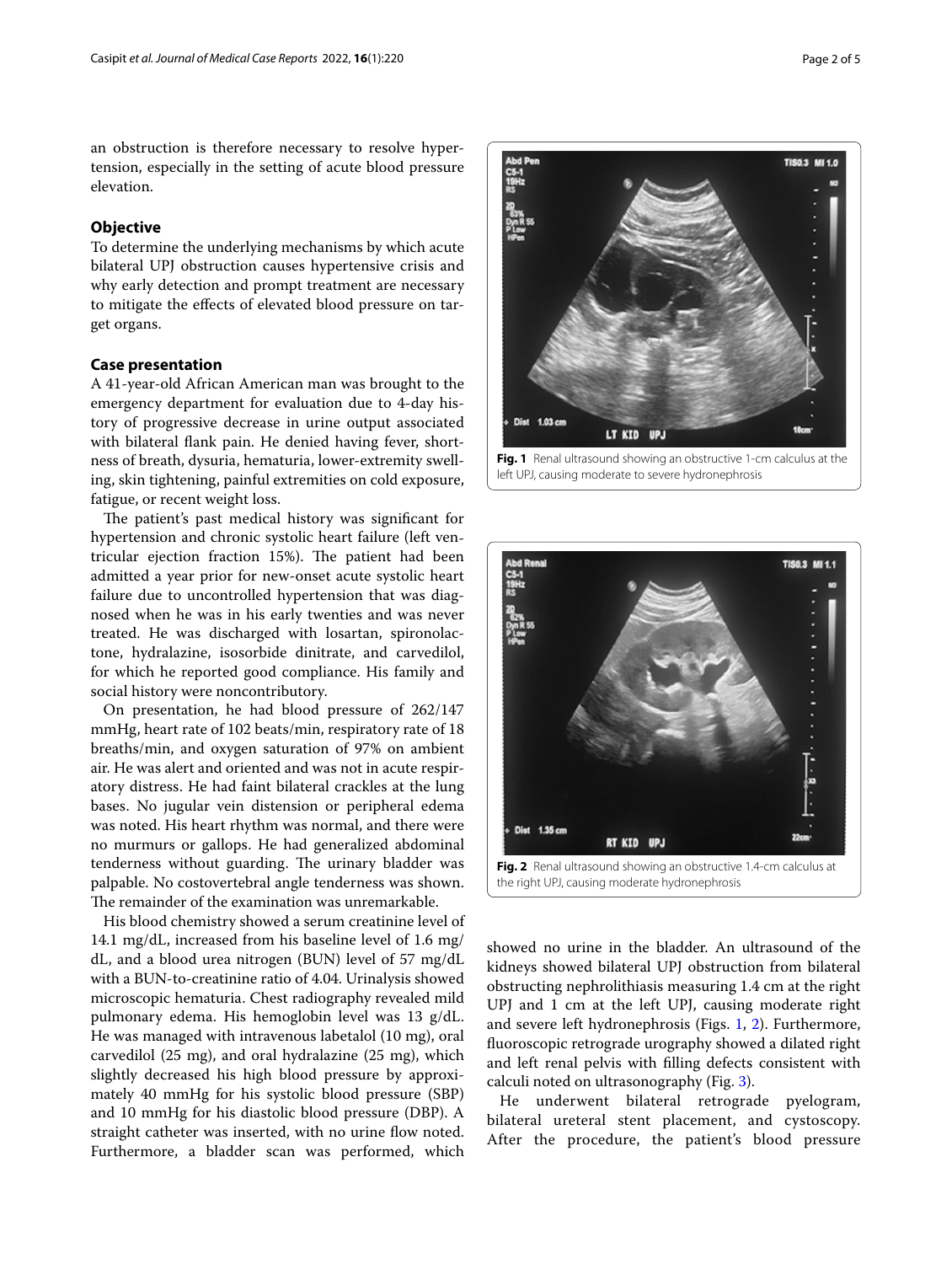an obstruction is therefore necessary to resolve hypertension, especially in the setting of acute blood pressure elevation.

## Objective

To determine the underlying mechanisms by which acute bilateral UPJ obstruction causes hypertensive crisis and why early detection and prompt treatment are necessary to mitigate the effects of elevated blood pressure on target organs.

## Case presentation

A 41-year-old African American man was brought to the emergency department for evaluation due to 4-day history of progressive decrease in urine output associated with bilateral flank pain. He denied having fever, shortness of breath, dysuria, hematuria, lower-extremity swelling, skin tightening, painful extremities on cold exposure, fatigue, or recent weight loss.

The patient's past medical history was significant for hypertension and chronic systolic heart failure (left ventricular ejection fraction 15%). The patient had been admitted a year prior for new-onset acute systolic heart failure due to uncontrolled hypertension that was diagnosed when he was in his early twenties and was never treated. He was discharged with losartan, spironolactone, hydralazine, isosorbide dinitrate, and carvedilol, for which he reported good compliance. His family and social history were noncontributory.

On presentation, he had blood pressure of 262/147 mmHg, heart rate of 102 beats/min, respiratory rate of 18 breaths/min, and oxygen saturation of 97% on ambient air. He was alert and oriented and was not in acute respiratory distress. He had faint bilateral crackles at the lung bases. No jugular vein distension or peripheral edema was noted. His heart rhythm was normal, and there were no murmurs or gallops. He had generalized abdominal tenderness without guarding. The urinary bladder was palpable. No costovertebral angle tenderness was shown. The remainder of the examination was unremarkable.

His blood chemistry showed a serum creatinine level of 14.1 mg/dL, increased from his baseline level of 1.6 mg/dL, and a blood urea nitrogen (BUN) level of 57 mg/dL with a BUN-to-creatinine ratio of 4.04. Urinalysis showed microscopic hematuria. Chest radiography revealed mild pulmonary edema. His hemoglobin level was 13 g/dL. He was managed with intravenous labetalol (10 mg), oral carvedilol (25 mg), and oral hydralazine (25 mg), which slightly decreased his high blood pressure by approximately 40 mmHg for his systolic blood pressure (SBP) and 10 mmHg for his diastolic blood pressure (DBP). A straight catheter was inserted, with no urine flow noted. Furthermore, a bladder scan was performed, which showed no urine in the bladder. An ultrasound of the kidneys showed bilateral UPJ obstruction from bilateral obstructing nephrolithiasis measuring 1.4 cm at the right UPJ and 1 cm at the left UPJ, causing moderate right and severe left hydronephrosis (Figs. 1, 2). Furthermore, fluoroscopic retrograde urography showed a dilated right and left renal pelvis with filling defects consistent with calculi noted on ultrasonography (Fig. 3).

**Fig. 1** Renal ultrasound showing an obstructive 1-cm calculus at the left UPJ, causing moderate to severe hydronephrosis

**Fig. 2** Renal ultrasound showing an obstructive 1.4-cm calculus at the right UPJ, causing moderate hydronephrosis

He underwent bilateral retrograde pyelogram, bilateral ureteral stent placement, and cystoscopy. After the procedure, the patient's blood pressure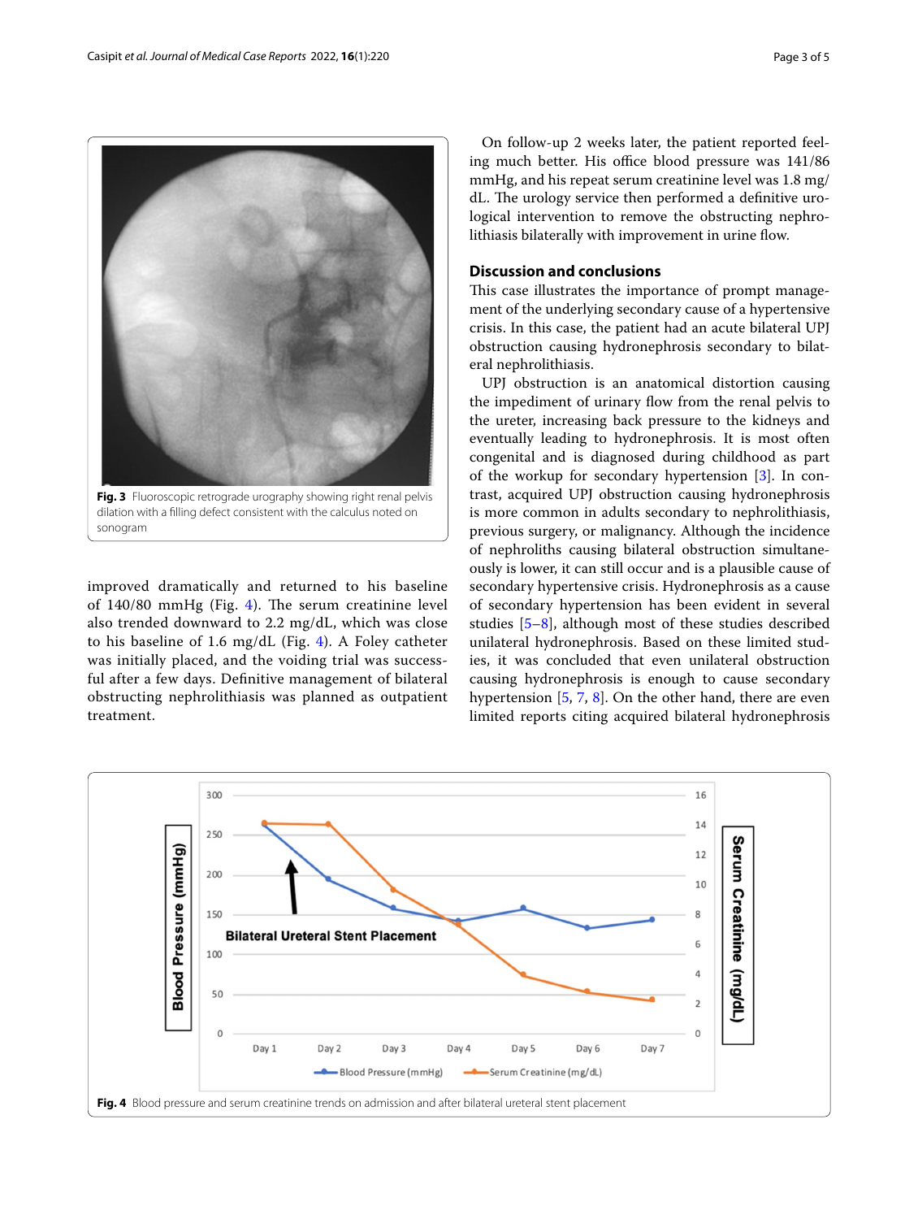Fig. 3 Fluoroscopic retrograde urography showing right renal pelvis dilation with a filling defect consistent with the calculus noted on sonogram

improved dramatically and returned to his baseline of 140/80 mmHg (Fig. 4). The serum creatinine level also trended downward to 2.2 mg/dL, which was close to his baseline of 1.6 mg/dL (Fig. 4). A Foley catheter was initially placed, and the voiding trial was successful after a few days. Definitive management of bilateral obstructing nephrolithiasis was planned as outpatient treatment.

On follow-up 2 weeks later, the patient reported feeling much better. His office blood pressure was 141/86 mmHg, and his repeat serum creatinine level was 1.8 mg/dL. The urology service then performed a definitive urological intervention to remove the obstructing nephrolithiasis bilaterally with improvement in urine flow.

## Discussion and conclusions

This case illustrates the importance of prompt management of the underlying secondary cause of a hypertensive crisis. In this case, the patient had an acute bilateral UPJ obstruction causing hydronephrosis secondary to bilateral nephrolithiasis.

UPJ obstruction is an anatomical distortion causing the impediment of urinary flow from the renal pelvis to the ureter, increasing back pressure to the kidneys and eventually leading to hydronephrosis. It is most often congenital and is diagnosed during childhood as part of the workup for secondary hypertension [3]. In contrast, acquired UPJ obstruction causing hydronephrosis is more common in adults secondary to nephrolithiasis, previous surgery, or malignancy. Although the incidence of nephroliths causing bilateral obstruction simultaneously is lower, it can still occur and is a plausible cause of secondary hypertensive crisis. Hydronephrosis as a cause of secondary hypertension has been evident in several studies [5–8], although most of these studies described unilateral hydronephrosis. Based on these limited studies, it was concluded that even unilateral obstruction causing hydronephrosis is enough to cause secondary hypertension [5, 7, 8]. On the other hand, there are even limited reports citing acquired bilateral hydronephrosis

Fig. 4 Blood pressure and serum creatinine trends on admission and after bilateral ureteral stent placement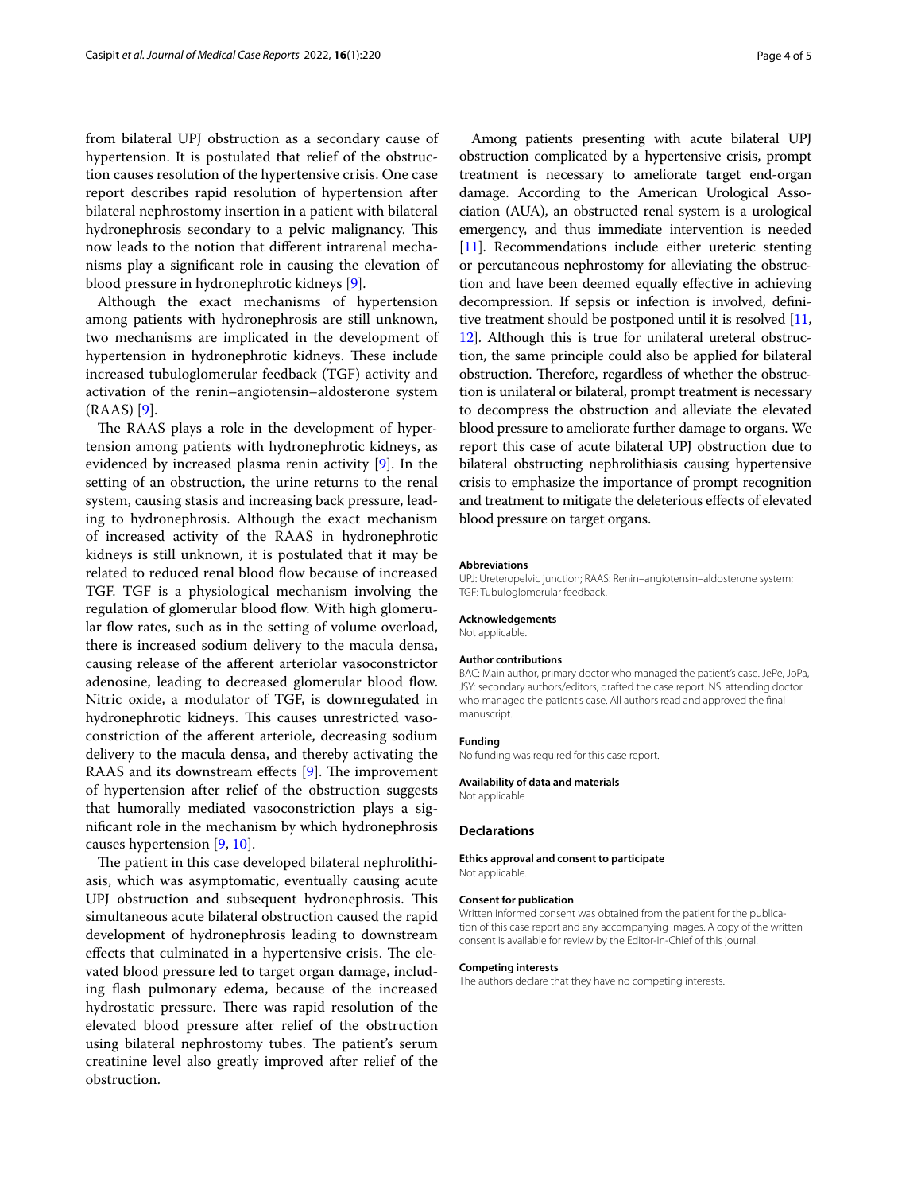from bilateral UPJ obstruction as a secondary cause of hypertension. It is postulated that relief of the obstruction causes resolution of the hypertensive crisis. One case report describes rapid resolution of hypertension after bilateral nephrostomy insertion in a patient with bilateral hydronephrosis secondary to a pelvic malignancy. This now leads to the notion that different intrarenal mechanisms play a significant role in causing the elevation of blood pressure in hydronephrotic kidneys [9].

Although the exact mechanisms of hypertension among patients with hydronephrosis are still unknown, two mechanisms are implicated in the development of hypertension in hydronephrotic kidneys. These include increased tubuloglomerular feedback (TGF) activity and activation of the renin–angiotensin–aldosterone system (RAAS) [9].

The RAAS plays a role in the development of hypertension among patients with hydronephrotic kidneys, as evidenced by increased plasma renin activity [9]. In the setting of an obstruction, the urine returns to the renal system, causing stasis and increasing back pressure, leading to hydronephrosis. Although the exact mechanism of increased activity of the RAAS in hydronephrotic kidneys is still unknown, it is postulated that it may be related to reduced renal blood flow because of increased TGF. TGF is a physiological mechanism involving the regulation of glomerular blood flow. With high glomerular flow rates, such as in the setting of volume overload, there is increased sodium delivery to the macula densa, causing release of the afferent arteriolar vasoconstrictor adenosine, leading to decreased glomerular blood flow. Nitric oxide, a modulator of TGF, is downregulated in hydronephrotic kidneys. This causes unrestricted vasoconstriction of the afferent arteriole, decreasing sodium delivery to the macula densa, and thereby activating the RAAS and its downstream effects [9]. The improvement of hypertension after relief of the obstruction suggests that humorally mediated vasoconstriction plays a significant role in the mechanism by which hydronephrosis causes hypertension [9, 10].

The patient in this case developed bilateral nephrolithiasis, which was asymptomatic, eventually causing acute UPJ obstruction and subsequent hydronephrosis. This simultaneous acute bilateral obstruction caused the rapid development of hydronephrosis leading to downstream effects that culminated in a hypertensive crisis. The elevated blood pressure led to target organ damage, including flash pulmonary edema, because of the increased hydrostatic pressure. There was rapid resolution of the elevated blood pressure after relief of the obstruction using bilateral nephrostomy tubes. The patient's serum creatinine level also greatly improved after relief of the obstruction.

Among patients presenting with acute bilateral UPJ obstruction complicated by a hypertensive crisis, prompt treatment is necessary to ameliorate target end-organ damage. According to the American Urological Association (AUA), an obstructed renal system is a urological emergency, and thus immediate intervention is needed [11]. Recommendations include either ureteric stenting or percutaneous nephrostomy for alleviating the obstruction and have been deemed equally effective in achieving decompression. If sepsis or infection is involved, definitive treatment should be postponed until it is resolved [11, 12]. Although this is true for unilateral ureteral obstruction, the same principle could also be applied for bilateral obstruction. Therefore, regardless of whether the obstruction is unilateral or bilateral, prompt treatment is necessary to decompress the obstruction and alleviate the elevated blood pressure to ameliorate further damage to organs. We report this case of acute bilateral UPJ obstruction due to bilateral obstructing nephrolithiasis causing hypertensive crisis to emphasize the importance of prompt recognition and treatment to mitigate the deleterious effects of elevated blood pressure on target organs.

#### Abbreviations
UPJ: Ureteropelvic junction; RAAS: Renin–angiotensin–aldosterone system; TGF: Tubuloglomerular feedback.

#### Acknowledgements
Not applicable.

#### Author contributions
BAC: Main author, primary doctor who managed the patient's case. JePe, JoPa, JSY: secondary authors/editors, drafted the case report. NS: attending doctor who managed the patient's case. All authors read and approved the final manuscript.

#### Funding
No funding was required for this case report.

#### Availability of data and materials
Not applicable

## Declarations

#### Ethics approval and consent to participate
Not applicable.

#### Consent for publication
Written informed consent was obtained from the patient for the publication of this case report and any accompanying images. A copy of the written consent is available for review by the Editor-in-Chief of this journal.

#### Competing interests
The authors declare that they have no competing interests.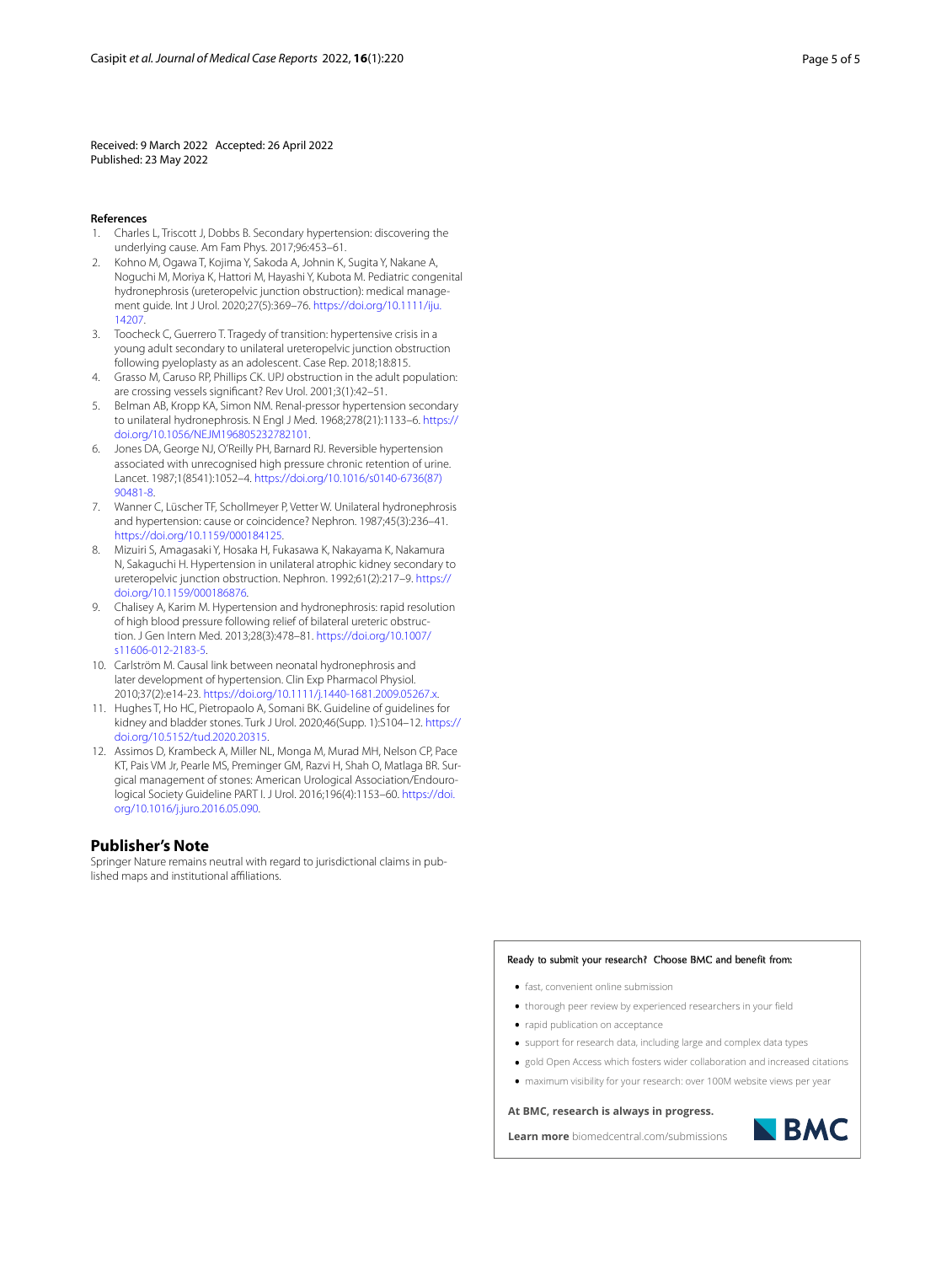Received: 9 March 2022 Accepted: 26 April 2022
Published: 23 May 2022

**References**

1. Charles L, Triscott J, Dobbs B. Secondary hypertension: discovering the underlying cause. Am Fam Phys. 2017;96:453–61.
2. Kohno M, Ogawa T, Kojima Y, Sakoda A, Johnin K, Sugita Y, Nakane A, Noguchi M, Moriya K, Hattori M, Hayashi Y, Kubota M. Pediatric congenital hydronephrosis (ureteropelvic junction obstruction): medical management guide. Int J Urol. 2020;27(5):369–76. https://doi.org/10.1111/iju.14207.
3. Toocheck C, Guerrero T. Tragedy of transition: hypertensive crisis in a young adult secondary to unilateral ureteropelvic junction obstruction following pyeloplasty as an adolescent. Case Rep. 2018;18:815.
4. Grasso M, Caruso RP, Phillips CK. UPJ obstruction in the adult population: are crossing vessels significant? Rev Urol. 2001;3(1):42–51.
5. Belman AB, Kropp KA, Simon NM. Renal-pressor hypertension secondary to unilateral hydronephrosis. N Engl J Med. 1968;278(21):1133–6. https://doi.org/10.1056/NEJM196805232782101.
6. Jones DA, George NJ, O'Reilly PH, Barnard RJ. Reversible hypertension associated with unrecognised high pressure chronic retention of urine. Lancet. 1987;1(8541):1052–4. https://doi.org/10.1016/s0140-6736(87)90481-8.
7. Wanner C, Lüscher TF, Schollmeyer P, Vetter W. Unilateral hydronephrosis and hypertension: cause or coincidence? Nephron. 1987;45(3):236–41. https://doi.org/10.1159/000184125.
8. Mizuiri S, Amagasaki Y, Hosaka H, Fukasawa K, Nakayama K, Nakamura N, Sakaguchi H. Hypertension in unilateral atrophic kidney secondary to ureteropelvic junction obstruction. Nephron. 1992;61(2):217–9. https://doi.org/10.1159/000186876.
9. Chalisey A, Karim M. Hypertension and hydronephrosis: rapid resolution of high blood pressure following relief of bilateral ureteric obstruction. J Gen Intern Med. 2013;28(3):478–81. https://doi.org/10.1007/s11606-012-2183-5.
10. Carlström M. Causal link between neonatal hydronephrosis and later development of hypertension. Clin Exp Pharmacol Physiol. 2010;37(2):e14-23. https://doi.org/10.1111/j.1440-1681.2009.05267.x.
11. Hughes T, Ho HC, Pietropaolo A, Somani BK. Guideline of guidelines for kidney and bladder stones. Turk J Urol. 2020;46(Supp. 1):S104–12. https://doi.org/10.5152/tud.2020.20315.
12. Assimos D, Krambeck A, Miller NL, Monga M, Murad MH, Nelson CP, Pace KT, Pais VM Jr, Pearle MS, Preminger GM, Razvi H, Shah O, Matlaga BR. Surgical management of stones: American Urological Association/Endourological Society Guideline PART I. J Urol. 2016;196(4):1153–60. https://doi.org/10.1016/j.juro.2016.05.090.

## Publisher's Note

Springer Nature remains neutral with regard to jurisdictional claims in published maps and institutional affiliations.

Ready to submit your research? Choose BMC and benefit from:

- fast, convenient online submission
- thorough peer review by experienced researchers in your field
- rapid publication on acceptance
- support for research data, including large and complex data types
- gold Open Access which fosters wider collaboration and increased citations
- maximum visibility for your research: over 100M website views per year

**At BMC, research is always in progress.**

**Learn more** biomedcentral.com/submissions

BMC